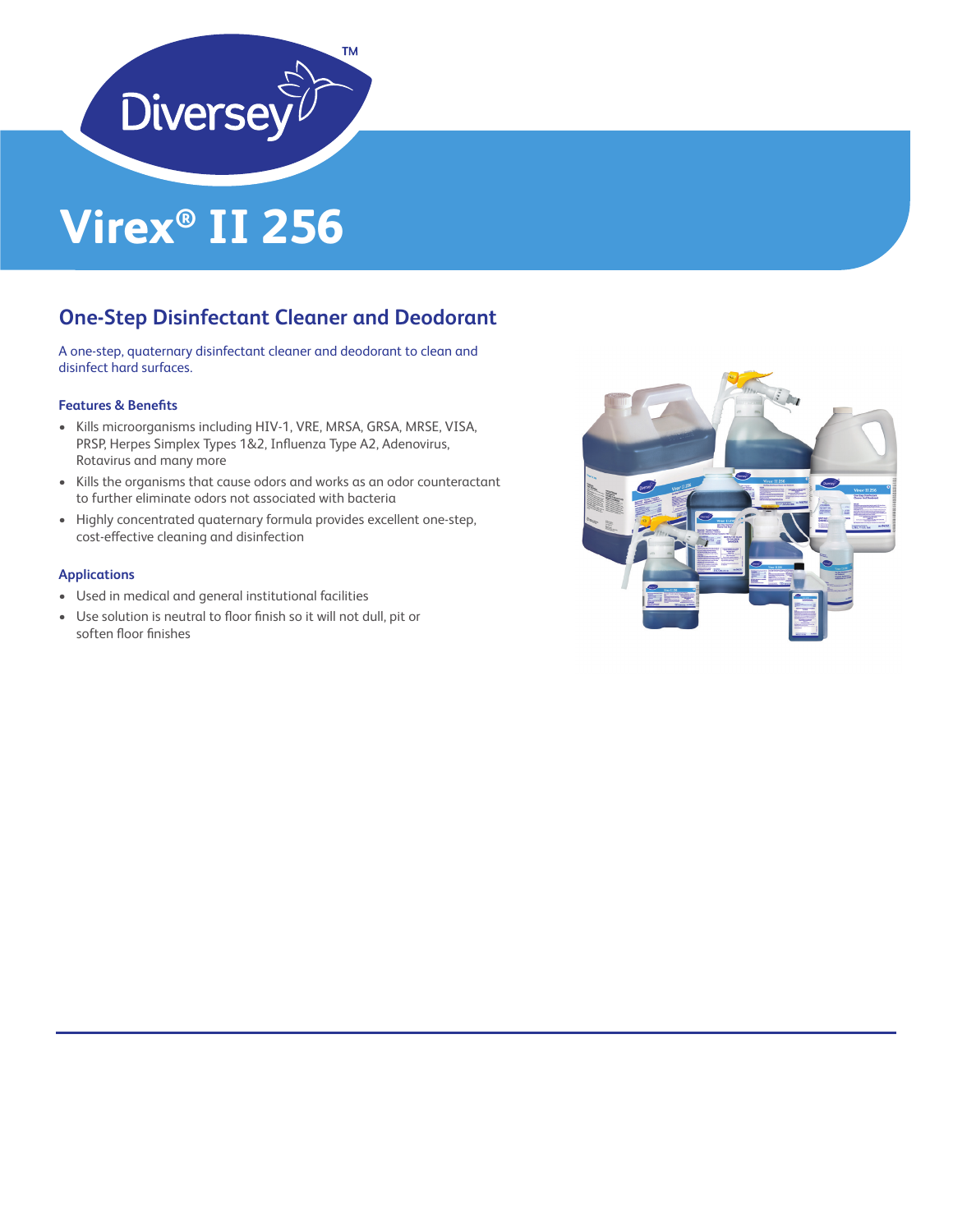Diversey™

# Virex® II 256

## One-Step Disinfectant Cleaner and Deodorant

A one-step, quaternary disinfectant cleaner and deodorant to clean and disinfect hard surfaces.

### Features & Benefits

- Kills microorganisms including HIV-1, VRE, MRSA, GRSA, MRSE, VISA, PRSP, Herpes Simplex Types 1&2, Influenza Type A2, Adenovirus, Rotavirus and many more
- Kills the organisms that cause odors and works as an odor counteractant to further eliminate odors not associated with bacteria
- Highly concentrated quaternary formula provides excellent one-step, cost-effective cleaning and disinfection

### Applications

- Used in medical and general institutional facilities
- Use solution is neutral to floor finish so it will not dull, pit or soften floor finishes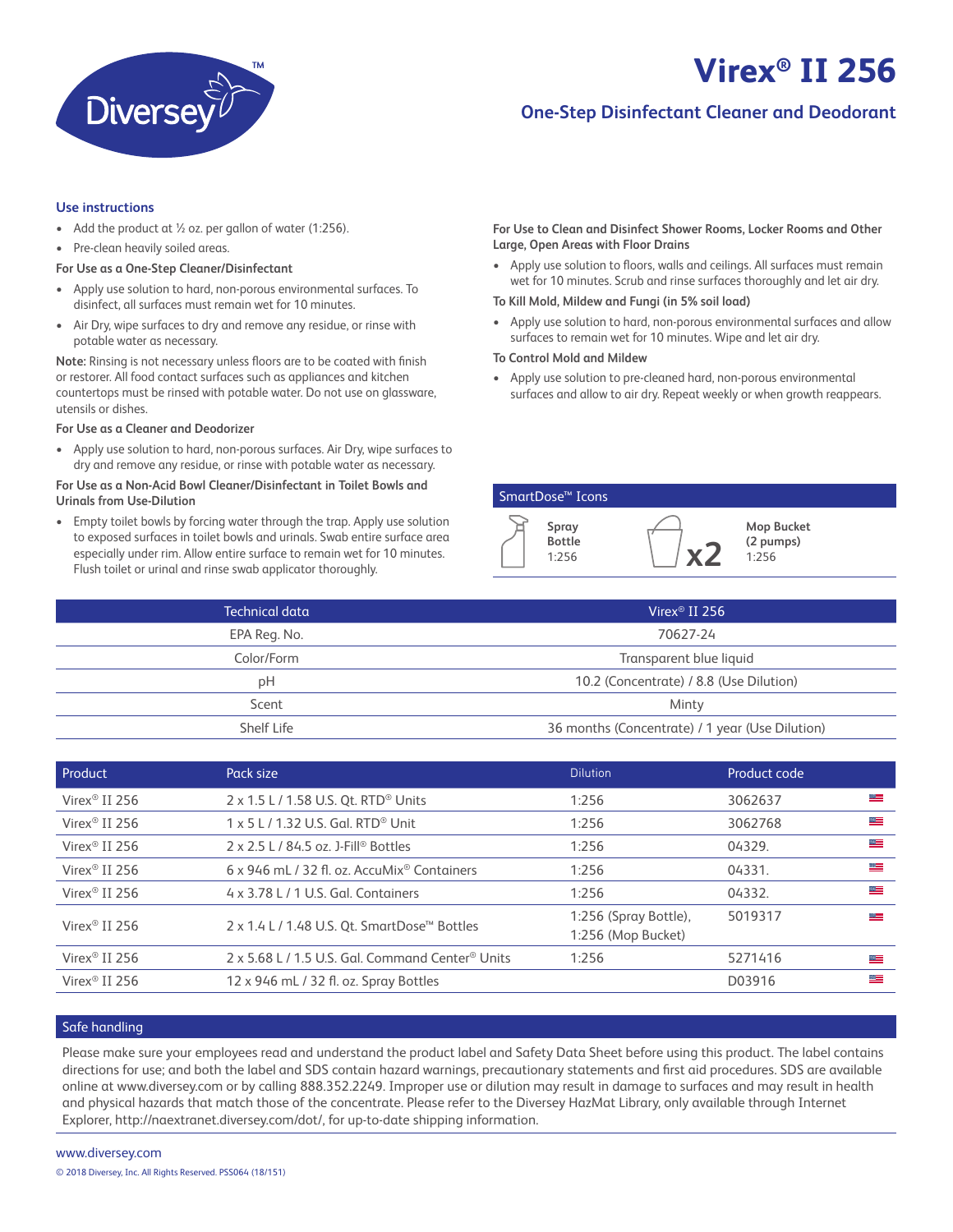Diversey™

# Virex® II 256

## One-Step Disinfectant Cleaner and Deodorant

### Use instructions

- Add the product at ½ oz. per gallon of water (1:256).
- Pre-clean heavily soiled areas.

**For Use as a One-Step Cleaner/Disinfectant**

- Apply use solution to hard, non-porous environmental surfaces. To disinfect, all surfaces must remain wet for 10 minutes.
- Air Dry, wipe surfaces to dry and remove any residue, or rinse with potable water as necessary.

**Note:** Rinsing is not necessary unless floors are to be coated with finish or restorer. All food contact surfaces such as appliances and kitchen countertops must be rinsed with potable water. Do not use on glassware, utensils or dishes.

**For Use as a Cleaner and Deodorizer**

- Apply use solution to hard, non-porous surfaces. Air Dry, wipe surfaces to dry and remove any residue, or rinse with potable water as necessary.

**For Use as a Non-Acid Bowl Cleaner/Disinfectant in Toilet Bowls and Urinals from Use-Dilution**

- Empty toilet bowls by forcing water through the trap. Apply use solution to exposed surfaces in toilet bowls and urinals. Swab entire surface area especially under rim. Allow entire surface to remain wet for 10 minutes. Flush toilet or urinal and rinse swab applicator thoroughly.

**For Use to Clean and Disinfect Shower Rooms, Locker Rooms and Other Large, Open Areas with Floor Drains**

- Apply use solution to floors, walls and ceilings. All surfaces must remain wet for 10 minutes. Scrub and rinse surfaces thoroughly and let air dry.

**To Kill Mold, Mildew and Fungi (in 5% soil load)**

- Apply use solution to hard, non-porous environmental surfaces and allow surfaces to remain wet for 10 minutes. Wipe and let air dry.

**To Control Mold and Mildew**

- Apply use solution to pre-cleaned hard, non-porous environmental surfaces and allow to air dry. Repeat weekly or when growth reappears.

### SmartDose™ Icons

**Spray Bottle** 1:256

x2 **Mop Bucket (2 pumps)** 1:256

| Technical data | Virex® II 256 |
|---|---|
| EPA Reg. No. | 70627-24 |
| Color/Form | Transparent blue liquid |
| pH | 10.2 (Concentrate) / 8.8 (Use Dilution) |
| Scent | Minty |
| Shelf Life | 36 months (Concentrate) / 1 year (Use Dilution) |

| Product | Pack size | Dilution | Product code |
|---|---|---|---|
| Virex® II 256 | 2 x 1.5 L / 1.58 U.S. Qt. RTD® Units | 1:256 | 3062637 |
| Virex® II 256 | 1 x 5 L / 1.32 U.S. Gal. RTD® Unit | 1:256 | 3062768 |
| Virex® II 256 | 2 x 2.5 L / 84.5 oz. J-Fill® Bottles | 1:256 | 04329. |
| Virex® II 256 | 6 x 946 mL / 32 fl. oz. AccuMix® Containers | 1:256 | 04331. |
| Virex® II 256 | 4 x 3.78 L / 1 U.S. Gal. Containers | 1:256 | 04332. |
| Virex® II 256 | 2 x 1.4 L / 1.48 U.S. Qt. SmartDose™ Bottles | 1:256 (Spray Bottle), 1:256 (Mop Bucket) | 5019317 |
| Virex® II 256 | 2 x 5.68 L / 1.5 U.S. Gal. Command Center® Units | 1:256 | 5271416 |
| Virex® II 256 | 12 x 946 mL / 32 fl. oz. Spray Bottles | | D03916 |

### Safe handling

Please make sure your employees read and understand the product label and Safety Data Sheet before using this product. The label contains directions for use; and both the label and SDS contain hazard warnings, precautionary statements and first aid procedures. SDS are available online at www.diversey.com or by calling 888.352.2249. Improper use or dilution may result in damage to surfaces and may result in health and physical hazards that match those of the concentrate. Please refer to the Diversey HazMat Library, only available through Internet Explorer, http://naextranet.diversey.com/dot/, for up-to-date shipping information.

www.diversey.com

© 2018 Diversey, Inc. All Rights Reserved. PSS064 (18/151)